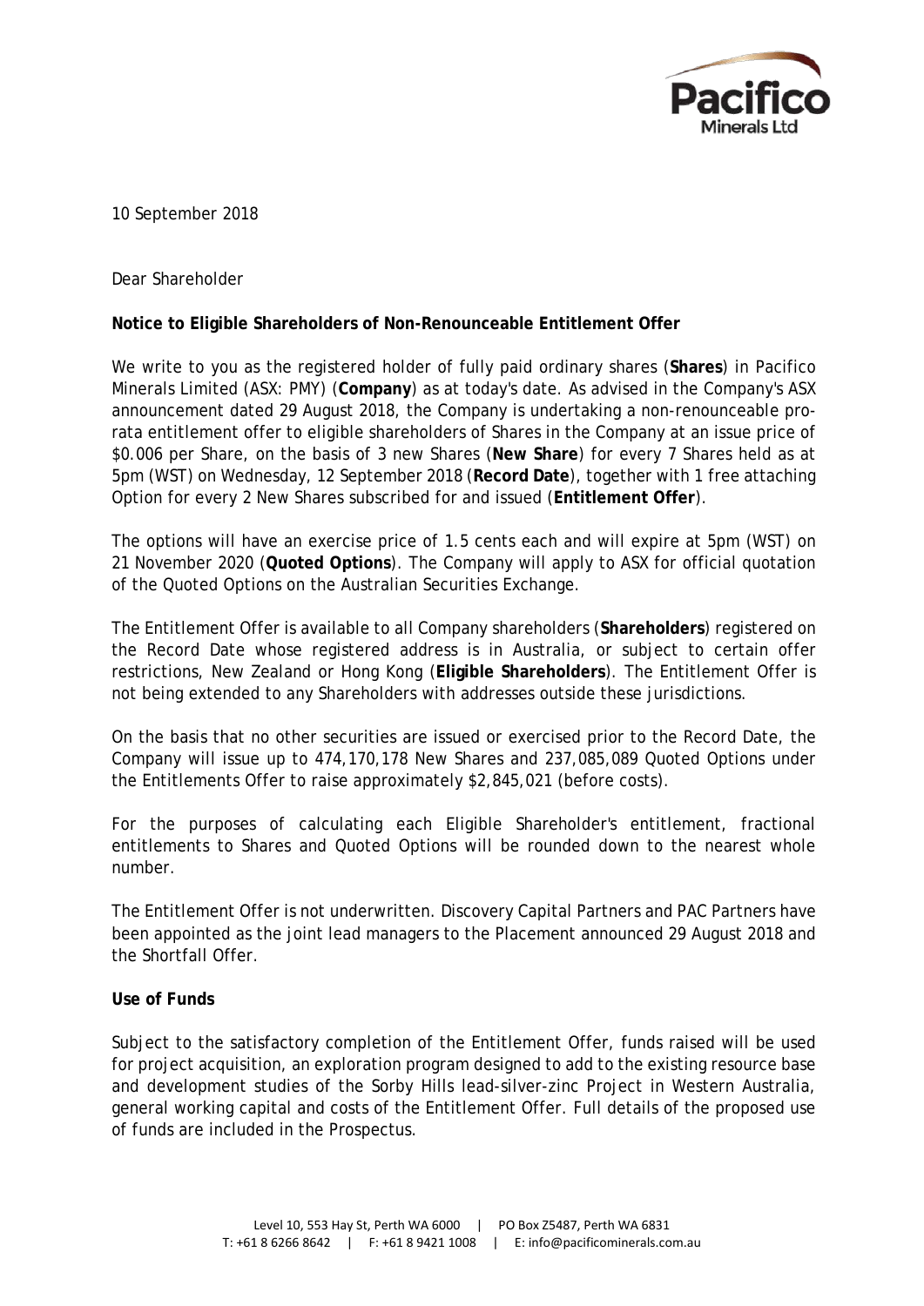10 September 2018

Dear Shareholder

**Notice to Eligible Shareholders of Non-Renounceable Entitlement Offer**

We write to you as the registered holder of fully paid ordinary shares (**Shares**) in Pacifico Minerals Limited (ASX: PMY) (**Company**) as at today's date. As advised in the Company's ASX announcement dated 29 August 2018, the Company is undertaking a non-renounceable pro-rata entitlement offer to eligible shareholders of Shares in the Company at an issue price of $0.006 per Share, on the basis of 3 new Shares (**New Share**) for every 7 Shares held as at 5pm (WST) on Wednesday, 12 September 2018 (**Record Date**), together with 1 free attaching Option for every 2 New Shares subscribed for and issued (**Entitlement Offer**).

The options will have an exercise price of 1.5 cents each and will expire at 5pm (WST) on 21 November 2020 (**Quoted Options**). The Company will apply to ASX for official quotation of the Quoted Options on the Australian Securities Exchange.

The Entitlement Offer is available to all Company shareholders (**Shareholders**) registered on the Record Date whose registered address is in Australia, or subject to certain offer restrictions, New Zealand or Hong Kong (**Eligible Shareholders**). The Entitlement Offer is not being extended to any Shareholders with addresses outside these jurisdictions.

On the basis that no other securities are issued or exercised prior to the Record Date, the Company will issue up to 474,170,178 New Shares and 237,085,089 Quoted Options under the Entitlements Offer to raise approximately $2,845,021 (before costs).

For the purposes of calculating each Eligible Shareholder's entitlement, fractional entitlements to Shares and Quoted Options will be rounded down to the nearest whole number.

The Entitlement Offer is not underwritten. Discovery Capital Partners and PAC Partners have been appointed as the joint lead managers to the Placement announced 29 August 2018 and the Shortfall Offer.

**Use of Funds**

Subject to the satisfactory completion of the Entitlement Offer, funds raised will be used for project acquisition, an exploration program designed to add to the existing resource base and development studies of the Sorby Hills lead-silver-zinc Project in Western Australia, general working capital and costs of the Entitlement Offer. Full details of the proposed use of funds are included in the Prospectus.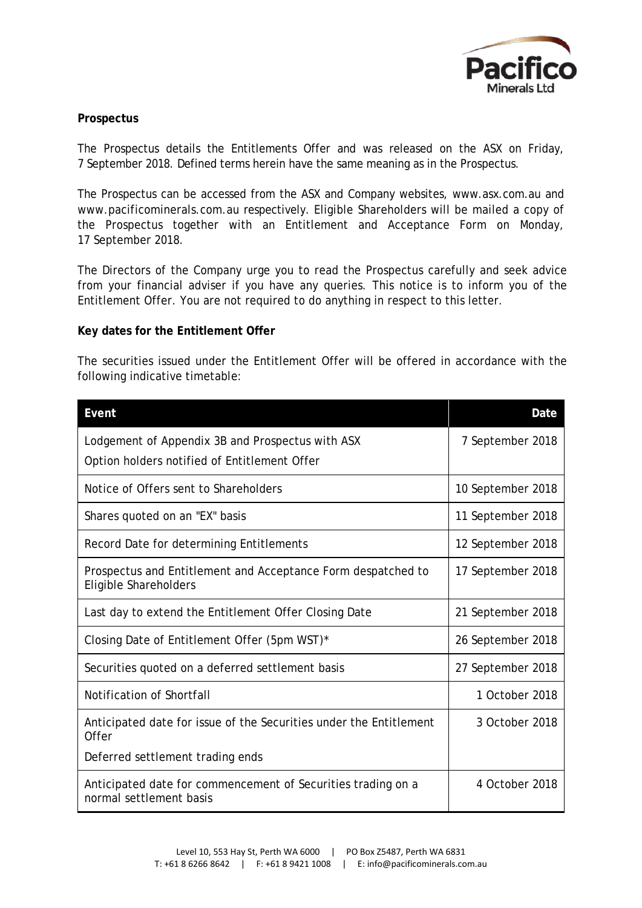**Prospectus**

The Prospectus details the Entitlements Offer and was released on the ASX on Friday, 7 September 2018. Defined terms herein have the same meaning as in the Prospectus.

The Prospectus can be accessed from the ASX and Company websites, www.asx.com.au and www.pacificominerals.com.au respectively. Eligible Shareholders will be mailed a copy of the Prospectus together with an Entitlement and Acceptance Form on Monday, 17 September 2018.

The Directors of the Company urge you to read the Prospectus carefully and seek advice from your financial adviser if you have any queries. This notice is to inform you of the Entitlement Offer. You are not required to do anything in respect to this letter.

**Key dates for the Entitlement Offer**

The securities issued under the Entitlement Offer will be offered in accordance with the following indicative timetable:

| Event | Date |
|---|---|
| Lodgement of Appendix 3B and Prospectus with ASX<br>Option holders notified of Entitlement Offer | 7 September 2018 |
| Notice of Offers sent to Shareholders | 10 September 2018 |
| Shares quoted on an "EX" basis | 11 September 2018 |
| Record Date for determining Entitlements | 12 September 2018 |
| Prospectus and Entitlement and Acceptance Form despatched to Eligible Shareholders | 17 September 2018 |
| Last day to extend the Entitlement Offer Closing Date | 21 September 2018 |
| Closing Date of Entitlement Offer (5pm WST)* | 26 September 2018 |
| Securities quoted on a deferred settlement basis | 27 September 2018 |
| Notification of Shortfall | 1 October 2018 |
| Anticipated date for issue of the Securities under the Entitlement Offer<br>Deferred settlement trading ends | 3 October 2018 |
| Anticipated date for commencement of Securities trading on a normal settlement basis | 4 October 2018 |

Level 10, 553 Hay St, Perth WA 6000 | PO Box Z5487, Perth WA 6831
T: +61 8 6266 8642 | F: +61 8 9421 1008 | E: info@pacificominerals.com.au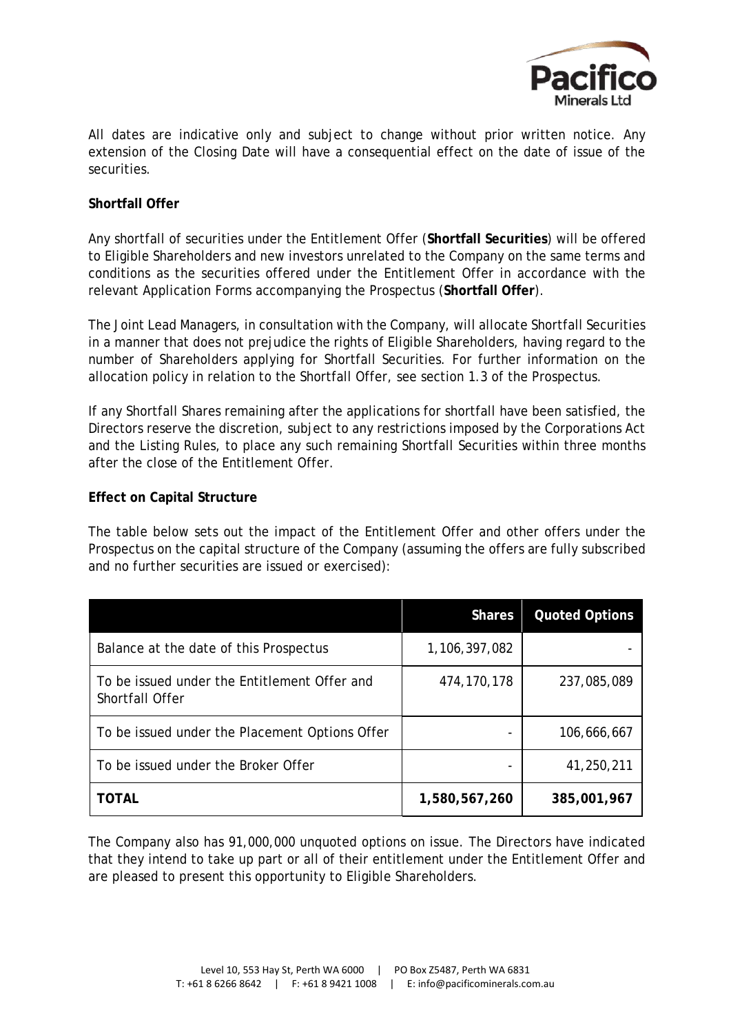All dates are indicative only and subject to change without prior written notice. Any extension of the Closing Date will have a consequential effect on the date of issue of the securities.

**Shortfall Offer**

Any shortfall of securities under the Entitlement Offer (**Shortfall Securities**) will be offered to Eligible Shareholders and new investors unrelated to the Company on the same terms and conditions as the securities offered under the Entitlement Offer in accordance with the relevant Application Forms accompanying the Prospectus (**Shortfall Offer**).

The Joint Lead Managers, in consultation with the Company, will allocate Shortfall Securities in a manner that does not prejudice the rights of Eligible Shareholders, having regard to the number of Shareholders applying for Shortfall Securities. For further information on the allocation policy in relation to the Shortfall Offer, see section 1.3 of the Prospectus.

If any Shortfall Shares remaining after the applications for shortfall have been satisfied, the Directors reserve the discretion, subject to any restrictions imposed by the Corporations Act and the Listing Rules, to place any such remaining Shortfall Securities within three months after the close of the Entitlement Offer.

**Effect on Capital Structure**

The table below sets out the impact of the Entitlement Offer and other offers under the Prospectus on the capital structure of the Company (assuming the offers are fully subscribed and no further securities are issued or exercised):

| | Shares | Quoted Options |
|---|---|---|
| Balance at the date of this Prospectus | 1,106,397,082 | - |
| To be issued under the Entitlement Offer and Shortfall Offer | 474,170,178 | 237,085,089 |
| To be issued under the Placement Options Offer | - | 106,666,667 |
| To be issued under the Broker Offer | - | 41,250,211 |
| **TOTAL** | **1,580,567,260** | **385,001,967** |

The Company also has 91,000,000 unquoted options on issue. The Directors have indicated that they intend to take up part or all of their entitlement under the Entitlement Offer and are pleased to present this opportunity to Eligible Shareholders.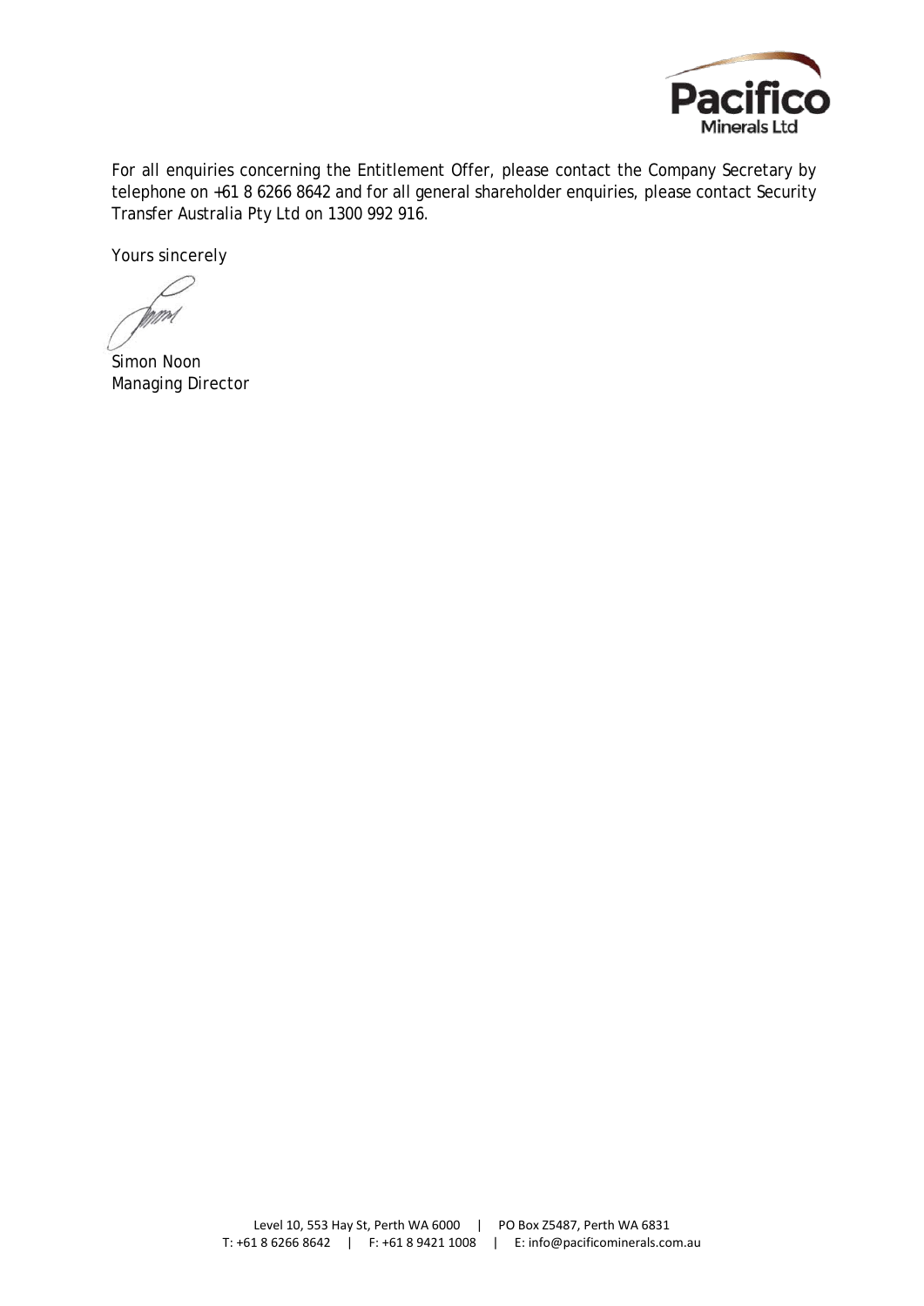For all enquiries concerning the Entitlement Offer, please contact the Company Secretary by telephone on +61 8 6266 8642 and for all general shareholder enquiries, please contact Security Transfer Australia Pty Ltd on 1300 992 916.

Yours sincerely

Simon Noon
Managing Director